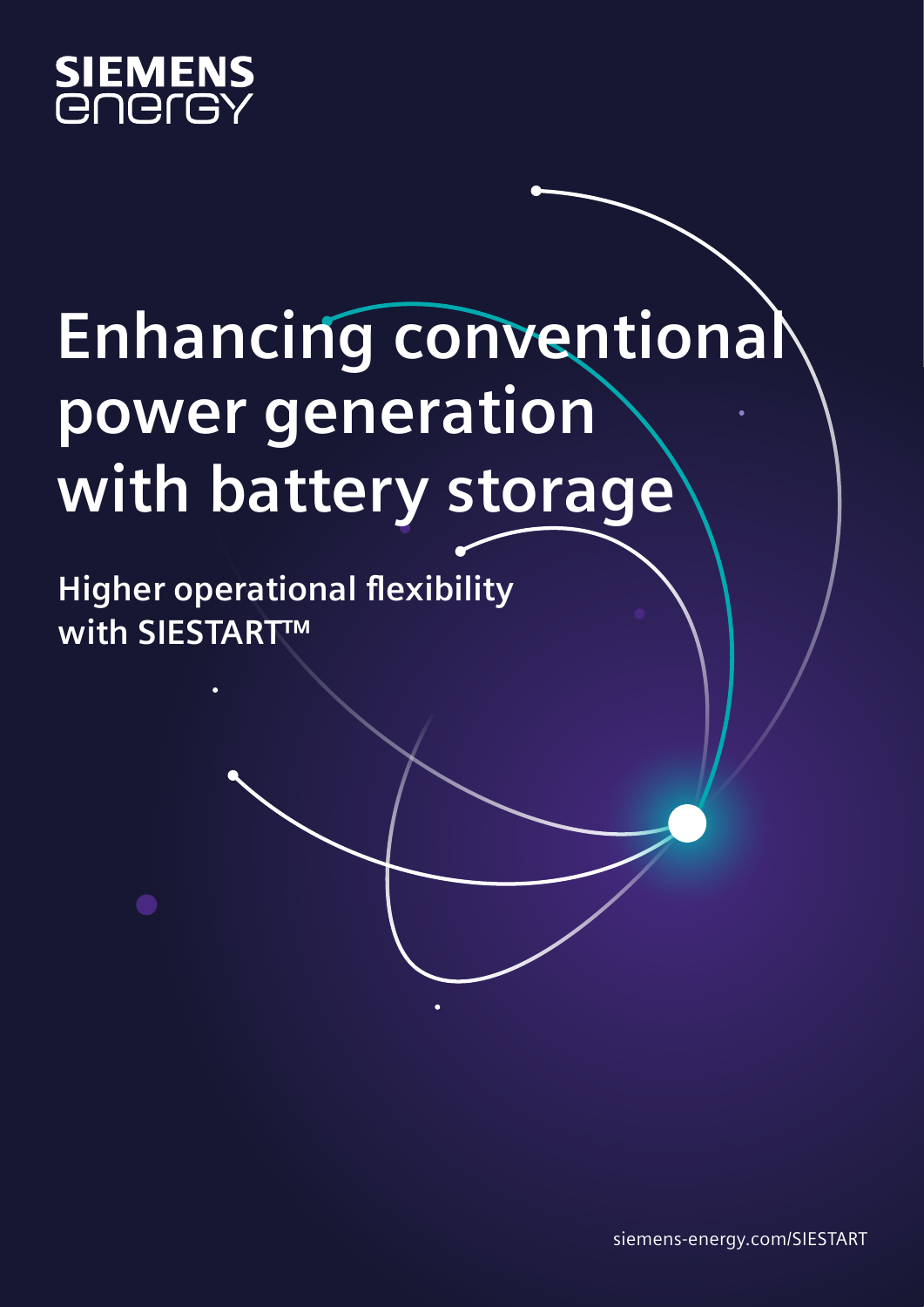SIEMENS energy

# Enhancing conventional power generation with battery storage

## Higher operational flexibility with SIESTART™

siemens-energy.com/SIESTART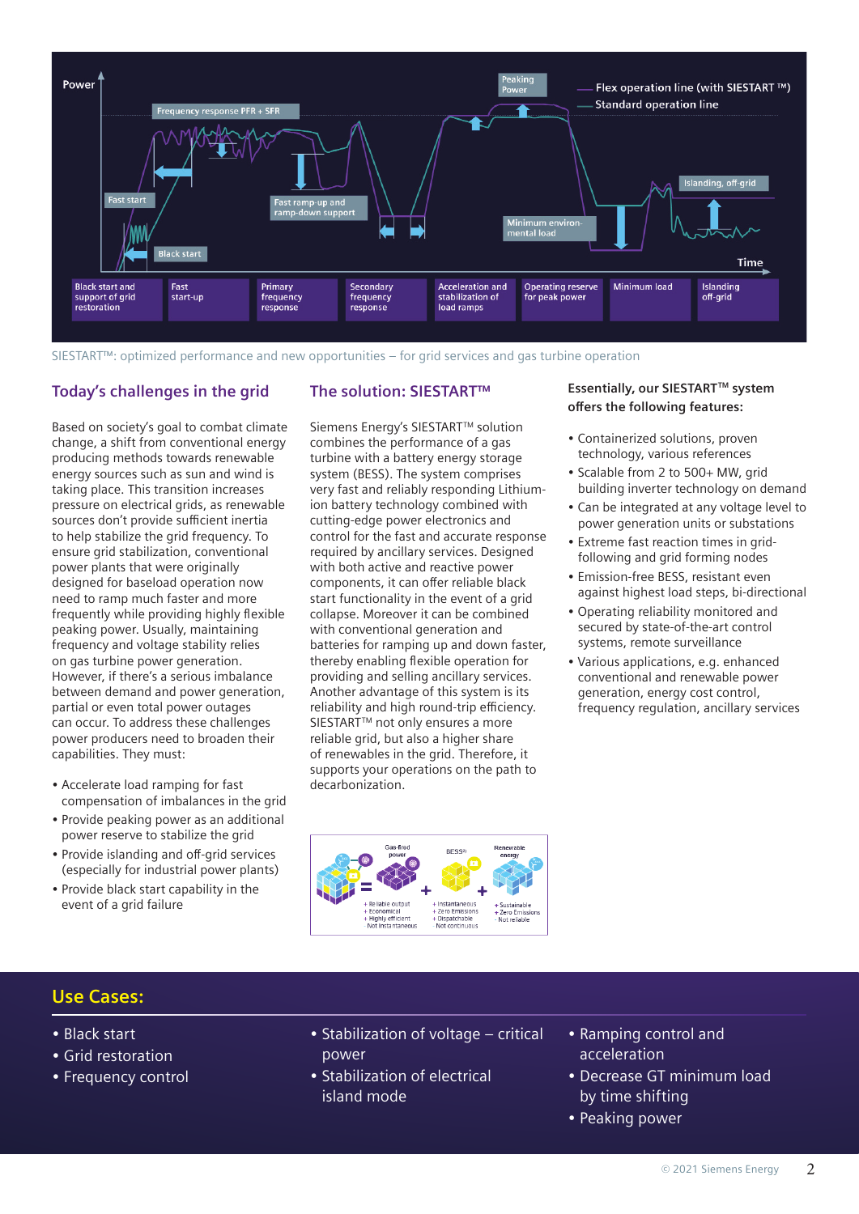SIESTART™: optimized performance and new opportunities – for grid services and gas turbine operation

## Today's challenges in the grid

Based on society's goal to combat climate change, a shift from conventional energy producing methods towards renewable energy sources such as sun and wind is taking place. This transition increases pressure on electrical grids, as renewable sources don't provide sufficient inertia to help stabilize the grid frequency. To ensure grid stabilization, conventional power plants that were originally designed for baseload operation now need to ramp much faster and more frequently while providing highly flexible peaking power. Usually, maintaining frequency and voltage stability relies on gas turbine power generation. However, if there's a serious imbalance between demand and power generation, partial or even total power outages can occur. To address these challenges power producers need to broaden their capabilities. They must:

- Accelerate load ramping for fast compensation of imbalances in the grid
- Provide peaking power as an additional power reserve to stabilize the grid
- Provide islanding and off-grid services (especially for industrial power plants)
- Provide black start capability in the event of a grid failure

## The solution: SIESTART™

Siemens Energy's SIESTART™ solution combines the performance of a gas turbine with a battery energy storage system (BESS). The system comprises very fast and reliably responding Lithium-ion battery technology combined with cutting-edge power electronics and control for the fast and accurate response required by ancillary services. Designed with both active and reactive power components, it can offer reliable black start functionality in the event of a grid collapse. Moreover it can be combined with conventional generation and batteries for ramping up and down faster, thereby enabling flexible operation for providing and selling ancillary services. Another advantage of this system is its reliability and high round-trip efficiency. SIESTART™ not only ensures a more reliable grid, but also a higher share of renewables in the grid. Therefore, it supports your operations on the path to decarbonization.

**Essentially, our SIESTART™ system offers the following features:**

- Containerized solutions, proven technology, various references
- Scalable from 2 to 500+ MW, grid building inverter technology on demand
- Can be integrated at any voltage level to power generation units or substations
- Extreme fast reaction times in grid-following and grid forming nodes
- Emission-free BESS, resistant even against highest load steps, bi-directional
- Operating reliability monitored and secured by state-of-the-art control systems, remote surveillance
- Various applications, e.g. enhanced conventional and renewable power generation, energy cost control, frequency regulation, ancillary services

## Use Cases:

- Black start
- Grid restoration
- Frequency control
- Stabilization of voltage – critical power
- Stabilization of electrical island mode
- Ramping control and acceleration
- Decrease GT minimum load by time shifting
- Peaking power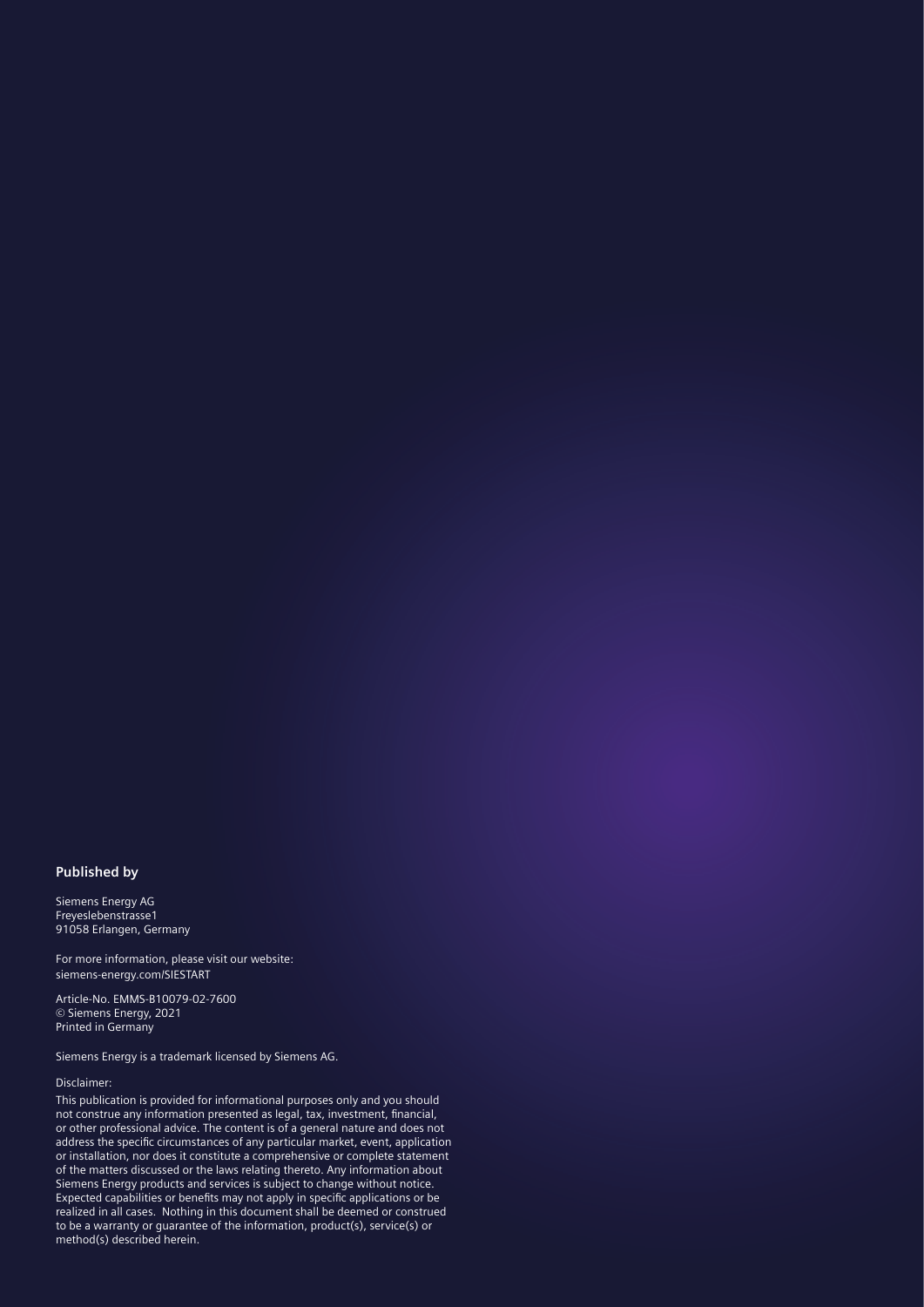**Published by**

Siemens Energy AG
Freyeslebenstrasse1
91058 Erlangen, Germany

For more information, please visit our website:
siemens-energy.com/SIESTART

Article-No. EMMS-B10079-02-7600
© Siemens Energy, 2021
Printed in Germany

Siemens Energy is a trademark licensed by Siemens AG.

Disclaimer:

This publication is provided for informational purposes only and you should not construe any information presented as legal, tax, investment, financial, or other professional advice. The content is of a general nature and does not address the specific circumstances of any particular market, event, application or installation, nor does it constitute a comprehensive or complete statement of the matters discussed or the laws relating thereto. Any information about Siemens Energy products and services is subject to change without notice. Expected capabilities or benefits may not apply in specific applications or be realized in all cases. Nothing in this document shall be deemed or construed to be a warranty or guarantee of the information, product(s), service(s) or method(s) described herein.